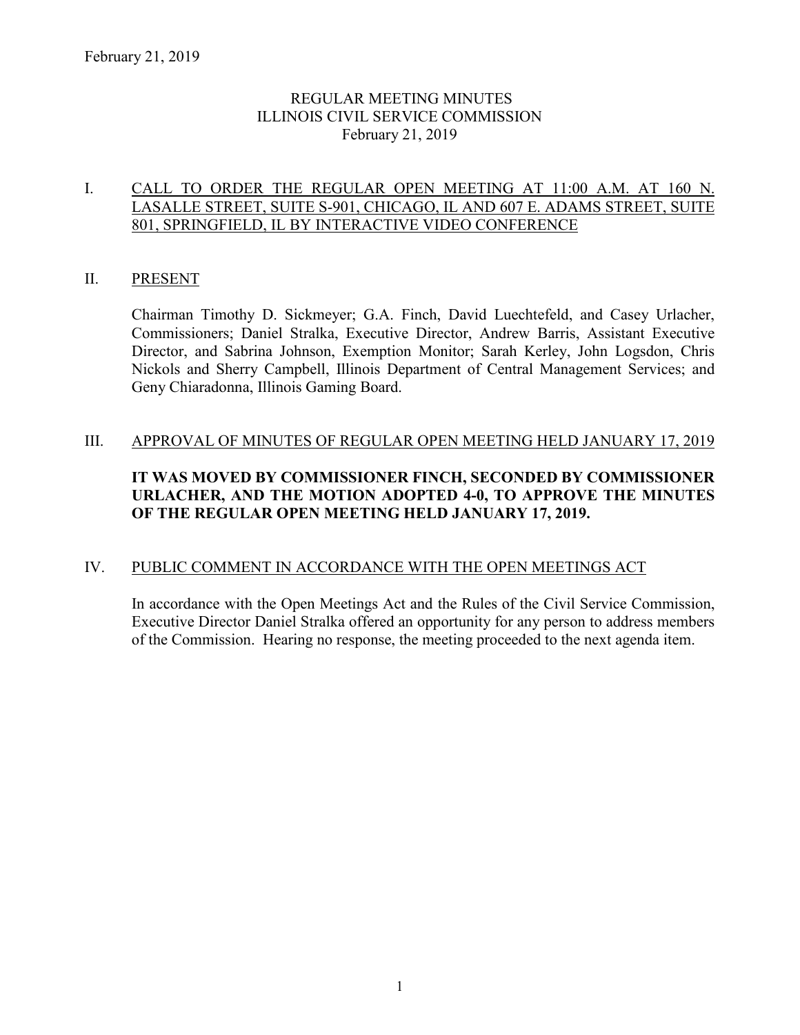# REGULAR MEETING MINUTES
# ILLINOIS CIVIL SERVICE COMMISSION
# February 21, 2019

## I. CALL TO ORDER THE REGULAR OPEN MEETING AT 11:00 A.M. AT 160 N. LASALLE STREET, SUITE S-901, CHICAGO, IL AND 607 E. ADAMS STREET, SUITE 801, SPRINGFIELD, IL BY INTERACTIVE VIDEO CONFERENCE

## II. PRESENT

Chairman Timothy D. Sickmeyer; G.A. Finch, David Luechtefeld, and Casey Urlacher, Commissioners; Daniel Stralka, Executive Director, Andrew Barris, Assistant Executive Director, and Sabrina Johnson, Exemption Monitor; Sarah Kerley, John Logsdon, Chris Nickols and Sherry Campbell, Illinois Department of Central Management Services; and Geny Chiaradonna, Illinois Gaming Board.

## III. APPROVAL OF MINUTES OF REGULAR OPEN MEETING HELD JANUARY 17, 2019

**IT WAS MOVED BY COMMISSIONER FINCH, SECONDED BY COMMISSIONER URLACHER, AND THE MOTION ADOPTED 4-0, TO APPROVE THE MINUTES OF THE REGULAR OPEN MEETING HELD JANUARY 17, 2019.**

## IV. PUBLIC COMMENT IN ACCORDANCE WITH THE OPEN MEETINGS ACT

In accordance with the Open Meetings Act and the Rules of the Civil Service Commission, Executive Director Daniel Stralka offered an opportunity for any person to address members of the Commission. Hearing no response, the meeting proceeded to the next agenda item.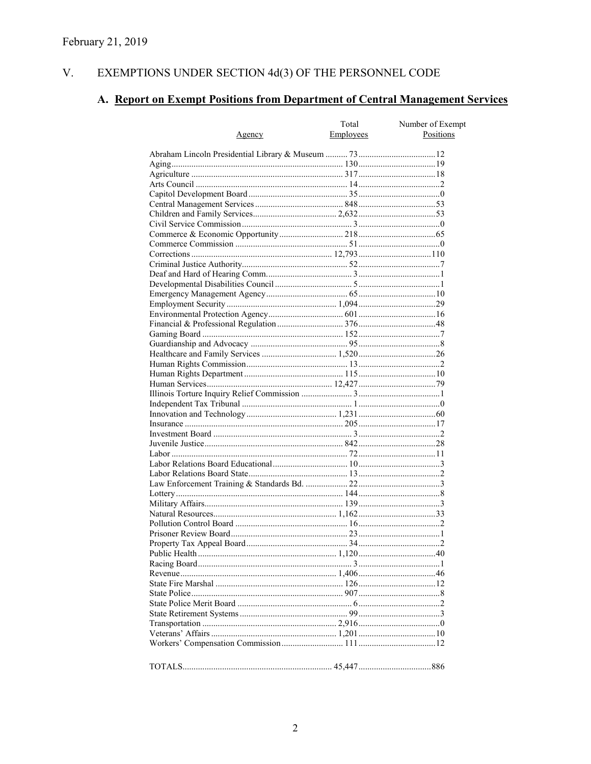February 21, 2019

# V. EXEMPTIONS UNDER SECTION 4d(3) OF THE PERSONNEL CODE

## A. Report on Exempt Positions from Department of Central Management Services

| Agency | Total Employees | Number of Exempt Positions |
|---|---|---|
| Abraham Lincoln Presidential Library & Museum | 73 | 12 |
| Aging | 130 | 19 |
| Agriculture | 317 | 18 |
| Arts Council | 14 | 2 |
| Capitol Development Board | 35 | 0 |
| Central Management Services | 848 | 53 |
| Children and Family Services | 2,632 | 53 |
| Civil Service Commission | 3 | 0 |
| Commerce & Economic Opportunity | 218 | 65 |
| Commerce Commission | 51 | 0 |
| Corrections | 12,793 | 110 |
| Criminal Justice Authority | 52 | 7 |
| Deaf and Hard of Hearing Comm. | 3 | 1 |
| Developmental Disabilities Council | 5 | 1 |
| Emergency Management Agency | 65 | 10 |
| Employment Security | 1,094 | 29 |
| Environmental Protection Agency | 601 | 16 |
| Financial & Professional Regulation | 376 | 48 |
| Gaming Board | 152 | 7 |
| Guardianship and Advocacy | 95 | 8 |
| Healthcare and Family Services | 1,520 | 26 |
| Human Rights Commission | 13 | 2 |
| Human Rights Department | 115 | 10 |
| Human Services | 12,427 | 79 |
| Illinois Torture Inquiry Relief Commission | 3 | 1 |
| Independent Tax Tribunal | 1 | 0 |
| Innovation and Technology | 1,231 | 60 |
| Insurance | 205 | 17 |
| Investment Board | 3 | 2 |
| Juvenile Justice | 842 | 28 |
| Labor | 72 | 11 |
| Labor Relations Board Educational | 10 | 3 |
| Labor Relations Board State | 13 | 2 |
| Law Enforcement Training & Standards Bd. | 22 | 3 |
| Lottery | 144 | 8 |
| Military Affairs | 139 | 3 |
| Natural Resources | 1,162 | 33 |
| Pollution Control Board | 16 | 2 |
| Prisoner Review Board | 23 | 1 |
| Property Tax Appeal Board | 34 | 2 |
| Public Health | 1,120 | 40 |
| Racing Board | 3 | 1 |
| Revenue | 1,406 | 46 |
| State Fire Marshal | 126 | 12 |
| State Police | 907 | 8 |
| State Police Merit Board | 6 | 2 |
| State Retirement Systems | 99 | 3 |
| Transportation | 2,916 | 0 |
| Veterans' Affairs | 1,201 | 10 |
| Workers' Compensation Commission | 111 | 12 |
| TOTALS | 45,447 | 886 |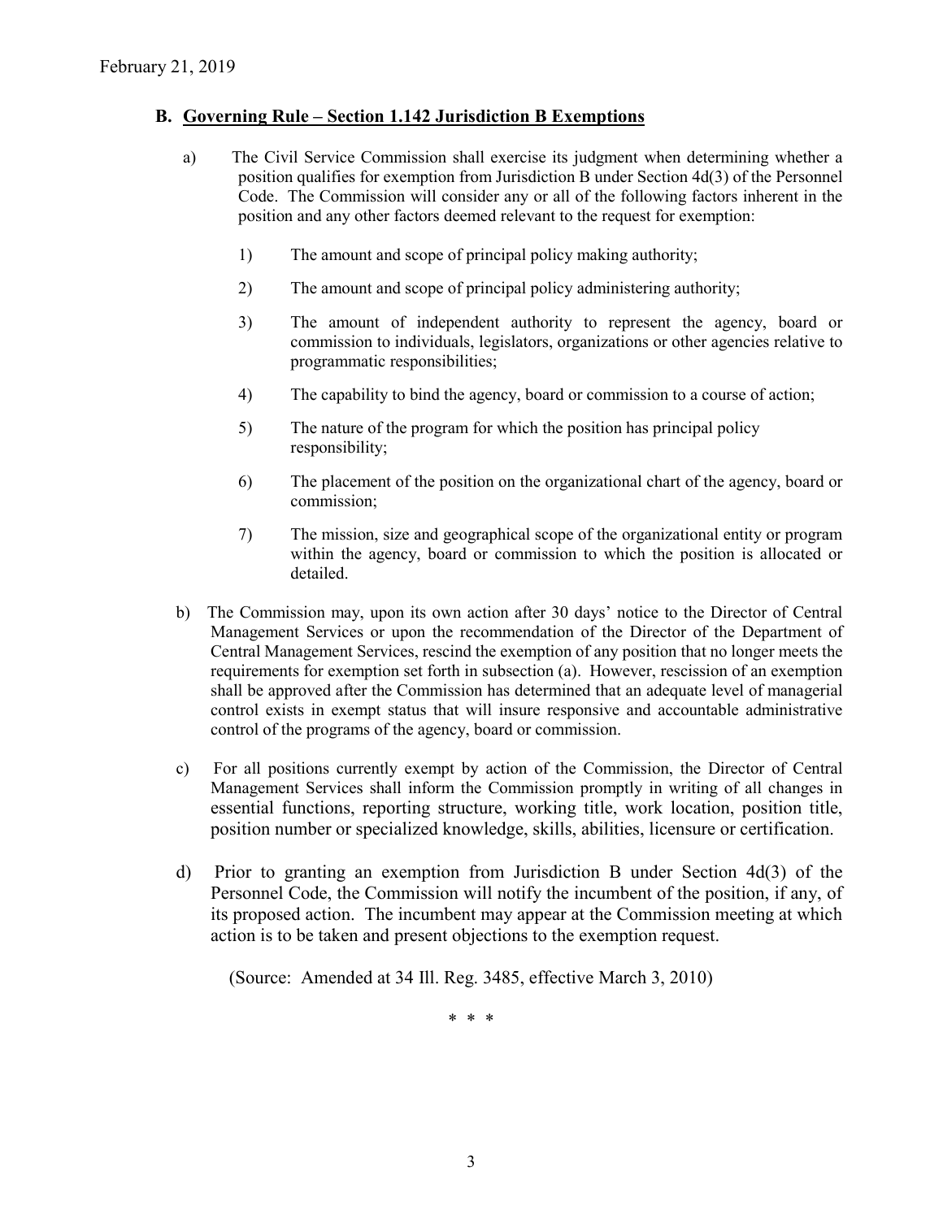## B. Governing Rule – Section 1.142 Jurisdiction B Exemptions

a) The Civil Service Commission shall exercise its judgment when determining whether a position qualifies for exemption from Jurisdiction B under Section 4d(3) of the Personnel Code. The Commission will consider any or all of the following factors inherent in the position and any other factors deemed relevant to the request for exemption:

1) The amount and scope of principal policy making authority;

2) The amount and scope of principal policy administering authority;

3) The amount of independent authority to represent the agency, board or commission to individuals, legislators, organizations or other agencies relative to programmatic responsibilities;

4) The capability to bind the agency, board or commission to a course of action;

5) The nature of the program for which the position has principal policy responsibility;

6) The placement of the position on the organizational chart of the agency, board or commission;

7) The mission, size and geographical scope of the organizational entity or program within the agency, board or commission to which the position is allocated or detailed.

b) The Commission may, upon its own action after 30 days' notice to the Director of Central Management Services or upon the recommendation of the Director of the Department of Central Management Services, rescind the exemption of any position that no longer meets the requirements for exemption set forth in subsection (a). However, rescission of an exemption shall be approved after the Commission has determined that an adequate level of managerial control exists in exempt status that will insure responsive and accountable administrative control of the programs of the agency, board or commission.

c) For all positions currently exempt by action of the Commission, the Director of Central Management Services shall inform the Commission promptly in writing of all changes in essential functions, reporting structure, working title, work location, position title, position number or specialized knowledge, skills, abilities, licensure or certification.

d) Prior to granting an exemption from Jurisdiction B under Section 4d(3) of the Personnel Code, the Commission will notify the incumbent of the position, if any, of its proposed action. The incumbent may appear at the Commission meeting at which action is to be taken and present objections to the exemption request.

(Source: Amended at 34 Ill. Reg. 3485, effective March 3, 2010)

\* \* \*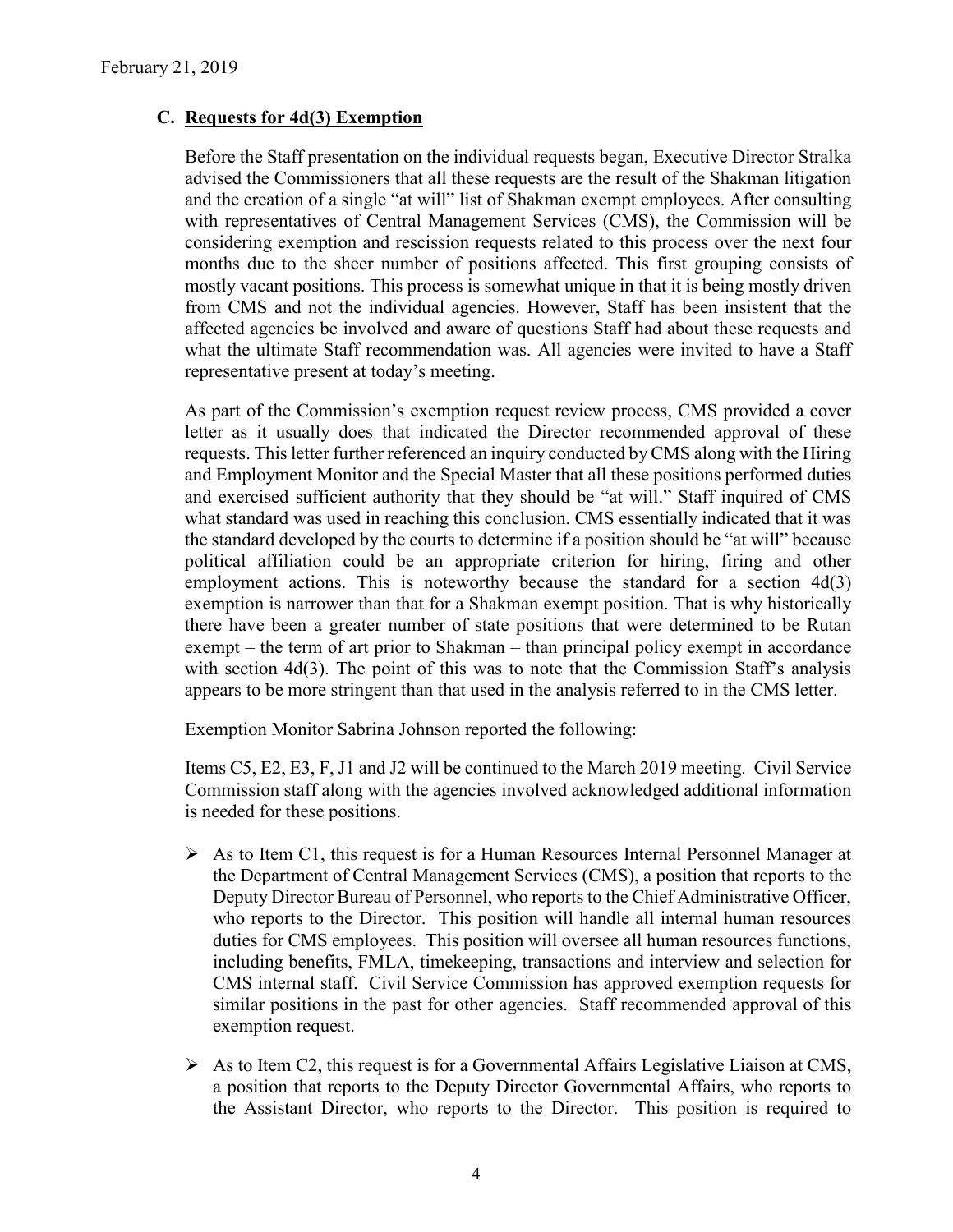## C. Requests for 4d(3) Exemption

Before the Staff presentation on the individual requests began, Executive Director Stralka advised the Commissioners that all these requests are the result of the Shakman litigation and the creation of a single "at will" list of Shakman exempt employees. After consulting with representatives of Central Management Services (CMS), the Commission will be considering exemption and rescission requests related to this process over the next four months due to the sheer number of positions affected. This first grouping consists of mostly vacant positions. This process is somewhat unique in that it is being mostly driven from CMS and not the individual agencies. However, Staff has been insistent that the affected agencies be involved and aware of questions Staff had about these requests and what the ultimate Staff recommendation was. All agencies were invited to have a Staff representative present at today's meeting.

As part of the Commission's exemption request review process, CMS provided a cover letter as it usually does that indicated the Director recommended approval of these requests. This letter further referenced an inquiry conducted by CMS along with the Hiring and Employment Monitor and the Special Master that all these positions performed duties and exercised sufficient authority that they should be "at will." Staff inquired of CMS what standard was used in reaching this conclusion. CMS essentially indicated that it was the standard developed by the courts to determine if a position should be "at will" because political affiliation could be an appropriate criterion for hiring, firing and other employment actions. This is noteworthy because the standard for a section 4d(3) exemption is narrower than that for a Shakman exempt position. That is why historically there have been a greater number of state positions that were determined to be Rutan exempt – the term of art prior to Shakman – than principal policy exempt in accordance with section 4d(3). The point of this was to note that the Commission Staff's analysis appears to be more stringent than that used in the analysis referred to in the CMS letter.

Exemption Monitor Sabrina Johnson reported the following:

Items C5, E2, E3, F, J1 and J2 will be continued to the March 2019 meeting. Civil Service Commission staff along with the agencies involved acknowledged additional information is needed for these positions.

- As to Item C1, this request is for a Human Resources Internal Personnel Manager at the Department of Central Management Services (CMS), a position that reports to the Deputy Director Bureau of Personnel, who reports to the Chief Administrative Officer, who reports to the Director. This position will handle all internal human resources duties for CMS employees. This position will oversee all human resources functions, including benefits, FMLA, timekeeping, transactions and interview and selection for CMS internal staff. Civil Service Commission has approved exemption requests for similar positions in the past for other agencies. Staff recommended approval of this exemption request.
- As to Item C2, this request is for a Governmental Affairs Legislative Liaison at CMS, a position that reports to the Deputy Director Governmental Affairs, who reports to the Assistant Director, who reports to the Director. This position is required to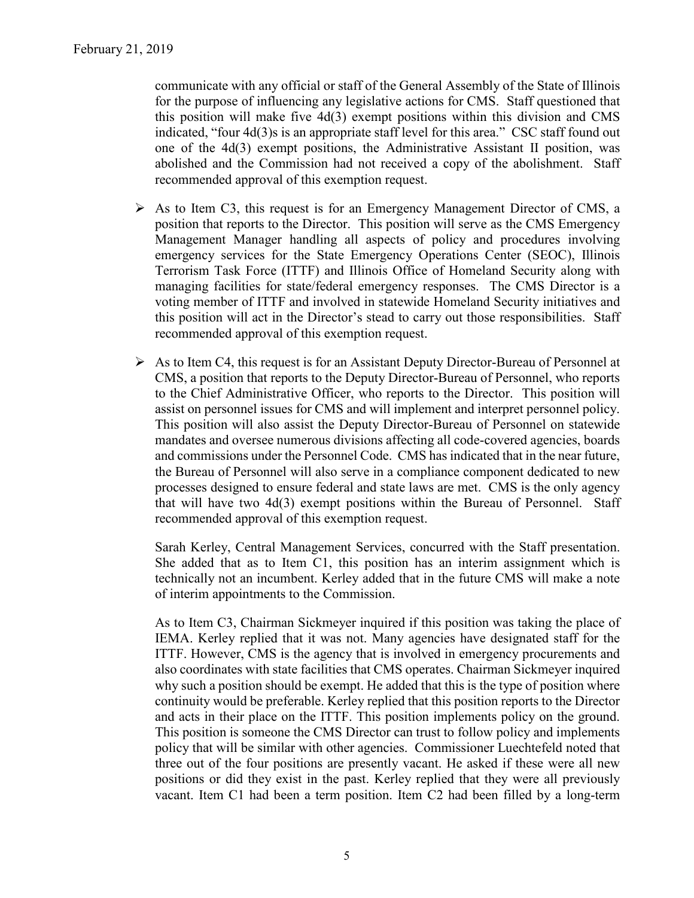communicate with any official or staff of the General Assembly of the State of Illinois for the purpose of influencing any legislative actions for CMS. Staff questioned that this position will make five 4d(3) exempt positions within this division and CMS indicated, "four 4d(3)s is an appropriate staff level for this area." CSC staff found out one of the 4d(3) exempt positions, the Administrative Assistant II position, was abolished and the Commission had not received a copy of the abolishment. Staff recommended approval of this exemption request.

- As to Item C3, this request is for an Emergency Management Director of CMS, a position that reports to the Director. This position will serve as the CMS Emergency Management Manager handling all aspects of policy and procedures involving emergency services for the State Emergency Operations Center (SEOC), Illinois Terrorism Task Force (ITTF) and Illinois Office of Homeland Security along with managing facilities for state/federal emergency responses. The CMS Director is a voting member of ITTF and involved in statewide Homeland Security initiatives and this position will act in the Director's stead to carry out those responsibilities. Staff recommended approval of this exemption request.

- As to Item C4, this request is for an Assistant Deputy Director-Bureau of Personnel at CMS, a position that reports to the Deputy Director-Bureau of Personnel, who reports to the Chief Administrative Officer, who reports to the Director. This position will assist on personnel issues for CMS and will implement and interpret personnel policy. This position will also assist the Deputy Director-Bureau of Personnel on statewide mandates and oversee numerous divisions affecting all code-covered agencies, boards and commissions under the Personnel Code. CMS has indicated that in the near future, the Bureau of Personnel will also serve in a compliance component dedicated to new processes designed to ensure federal and state laws are met. CMS is the only agency that will have two 4d(3) exempt positions within the Bureau of Personnel. Staff recommended approval of this exemption request.

Sarah Kerley, Central Management Services, concurred with the Staff presentation. She added that as to Item C1, this position has an interim assignment which is technically not an incumbent. Kerley added that in the future CMS will make a note of interim appointments to the Commission.

As to Item C3, Chairman Sickmeyer inquired if this position was taking the place of IEMA. Kerley replied that it was not. Many agencies have designated staff for the ITTF. However, CMS is the agency that is involved in emergency procurements and also coordinates with state facilities that CMS operates. Chairman Sickmeyer inquired why such a position should be exempt. He added that this is the type of position where continuity would be preferable. Kerley replied that this position reports to the Director and acts in their place on the ITTF. This position implements policy on the ground. This position is someone the CMS Director can trust to follow policy and implements policy that will be similar with other agencies. Commissioner Luechtefeld noted that three out of the four positions are presently vacant. He asked if these were all new positions or did they exist in the past. Kerley replied that they were all previously vacant. Item C1 had been a term position. Item C2 had been filled by a long-term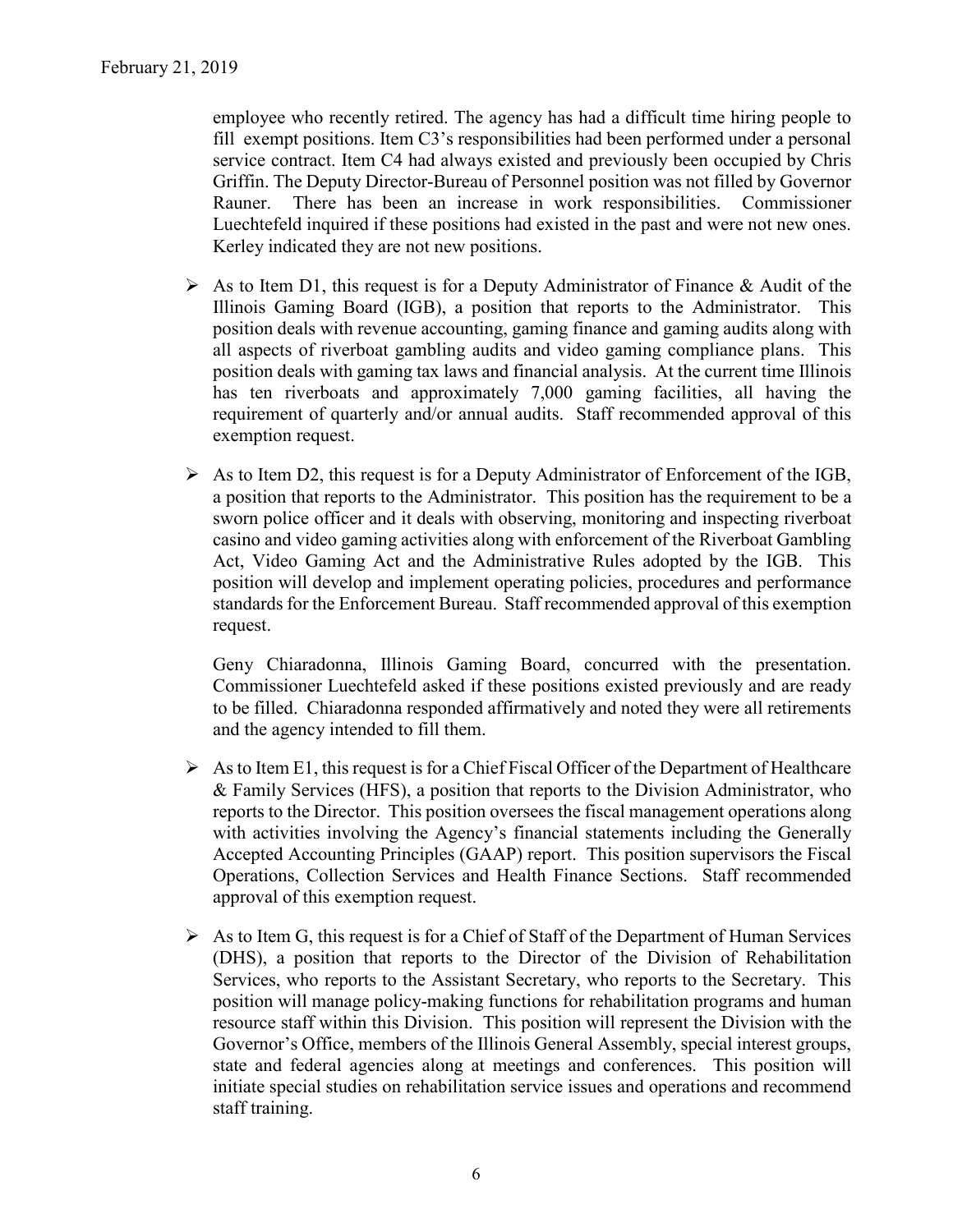employee who recently retired. The agency has had a difficult time hiring people to fill exempt positions. Item C3's responsibilities had been performed under a personal service contract. Item C4 had always existed and previously been occupied by Chris Griffin. The Deputy Director-Bureau of Personnel position was not filled by Governor Rauner. There has been an increase in work responsibilities. Commissioner Luechtefeld inquired if these positions had existed in the past and were not new ones. Kerley indicated they are not new positions.

- As to Item D1, this request is for a Deputy Administrator of Finance & Audit of the Illinois Gaming Board (IGB), a position that reports to the Administrator. This position deals with revenue accounting, gaming finance and gaming audits along with all aspects of riverboat gambling audits and video gaming compliance plans. This position deals with gaming tax laws and financial analysis. At the current time Illinois has ten riverboats and approximately 7,000 gaming facilities, all having the requirement of quarterly and/or annual audits. Staff recommended approval of this exemption request.

- As to Item D2, this request is for a Deputy Administrator of Enforcement of the IGB, a position that reports to the Administrator. This position has the requirement to be a sworn police officer and it deals with observing, monitoring and inspecting riverboat casino and video gaming activities along with enforcement of the Riverboat Gambling Act, Video Gaming Act and the Administrative Rules adopted by the IGB. This position will develop and implement operating policies, procedures and performance standards for the Enforcement Bureau. Staff recommended approval of this exemption request.

  Geny Chiaradonna, Illinois Gaming Board, concurred with the presentation. Commissioner Luechtefeld asked if these positions existed previously and are ready to be filled. Chiaradonna responded affirmatively and noted they were all retirements and the agency intended to fill them.

- As to Item E1, this request is for a Chief Fiscal Officer of the Department of Healthcare & Family Services (HFS), a position that reports to the Division Administrator, who reports to the Director. This position oversees the fiscal management operations along with activities involving the Agency's financial statements including the Generally Accepted Accounting Principles (GAAP) report. This position supervisors the Fiscal Operations, Collection Services and Health Finance Sections. Staff recommended approval of this exemption request.

- As to Item G, this request is for a Chief of Staff of the Department of Human Services (DHS), a position that reports to the Director of the Division of Rehabilitation Services, who reports to the Assistant Secretary, who reports to the Secretary. This position will manage policy-making functions for rehabilitation programs and human resource staff within this Division. This position will represent the Division with the Governor's Office, members of the Illinois General Assembly, special interest groups, state and federal agencies along at meetings and conferences. This position will initiate special studies on rehabilitation service issues and operations and recommend staff training.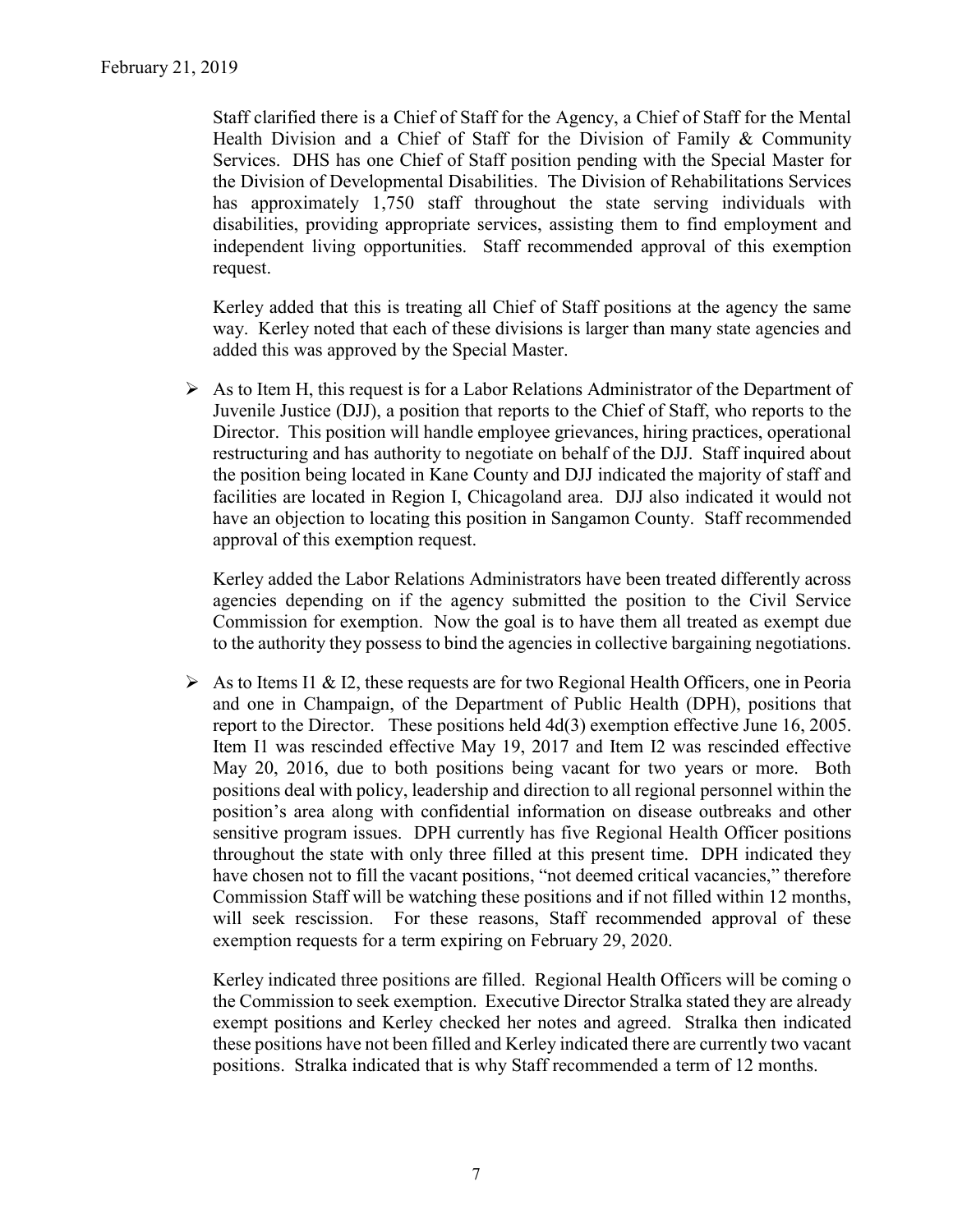Staff clarified there is a Chief of Staff for the Agency, a Chief of Staff for the Mental Health Division and a Chief of Staff for the Division of Family & Community Services. DHS has one Chief of Staff position pending with the Special Master for the Division of Developmental Disabilities. The Division of Rehabilitations Services has approximately 1,750 staff throughout the state serving individuals with disabilities, providing appropriate services, assisting them to find employment and independent living opportunities. Staff recommended approval of this exemption request.

Kerley added that this is treating all Chief of Staff positions at the agency the same way. Kerley noted that each of these divisions is larger than many state agencies and added this was approved by the Special Master.

- As to Item H, this request is for a Labor Relations Administrator of the Department of Juvenile Justice (DJJ), a position that reports to the Chief of Staff, who reports to the Director. This position will handle employee grievances, hiring practices, operational restructuring and has authority to negotiate on behalf of the DJJ. Staff inquired about the position being located in Kane County and DJJ indicated the majority of staff and facilities are located in Region I, Chicagoland area. DJJ also indicated it would not have an objection to locating this position in Sangamon County. Staff recommended approval of this exemption request.

  Kerley added the Labor Relations Administrators have been treated differently across agencies depending on if the agency submitted the position to the Civil Service Commission for exemption. Now the goal is to have them all treated as exempt due to the authority they possess to bind the agencies in collective bargaining negotiations.

- As to Items I1 & I2, these requests are for two Regional Health Officers, one in Peoria and one in Champaign, of the Department of Public Health (DPH), positions that report to the Director. These positions held 4d(3) exemption effective June 16, 2005. Item I1 was rescinded effective May 19, 2017 and Item I2 was rescinded effective May 20, 2016, due to both positions being vacant for two years or more. Both positions deal with policy, leadership and direction to all regional personnel within the position's area along with confidential information on disease outbreaks and other sensitive program issues. DPH currently has five Regional Health Officer positions throughout the state with only three filled at this present time. DPH indicated they have chosen not to fill the vacant positions, "not deemed critical vacancies," therefore Commission Staff will be watching these positions and if not filled within 12 months, will seek rescission. For these reasons, Staff recommended approval of these exemption requests for a term expiring on February 29, 2020.

  Kerley indicated three positions are filled. Regional Health Officers will be coming o the Commission to seek exemption. Executive Director Stralka stated they are already exempt positions and Kerley checked her notes and agreed. Stralka then indicated these positions have not been filled and Kerley indicated there are currently two vacant positions. Stralka indicated that is why Staff recommended a term of 12 months.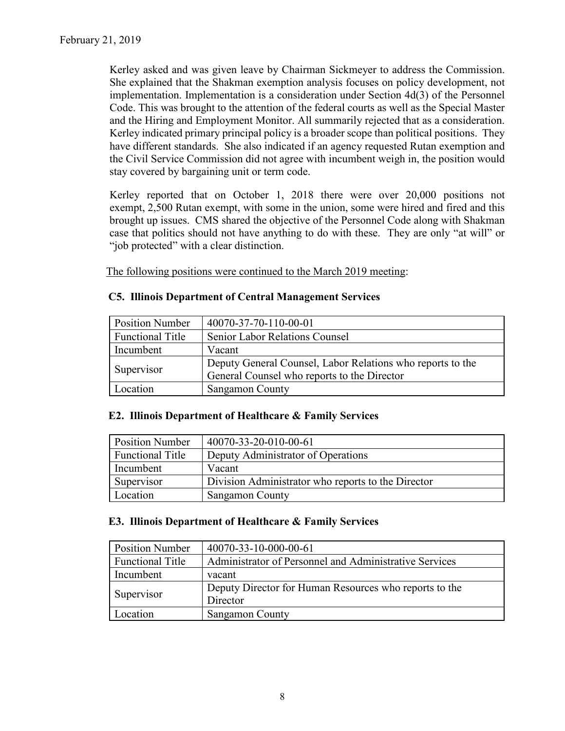Kerley asked and was given leave by Chairman Sickmeyer to address the Commission. She explained that the Shakman exemption analysis focuses on policy development, not implementation. Implementation is a consideration under Section 4d(3) of the Personnel Code. This was brought to the attention of the federal courts as well as the Special Master and the Hiring and Employment Monitor. All summarily rejected that as a consideration. Kerley indicated primary principal policy is a broader scope than political positions. They have different standards. She also indicated if an agency requested Rutan exemption and the Civil Service Commission did not agree with incumbent weigh in, the position would stay covered by bargaining unit or term code.

Kerley reported that on October 1, 2018 there were over 20,000 positions not exempt, 2,500 Rutan exempt, with some in the union, some were hired and fired and this brought up issues. CMS shared the objective of the Personnel Code along with Shakman case that politics should not have anything to do with these. They are only "at will" or "job protected" with a clear distinction.

The following positions were continued to the March 2019 meeting:

### C5. Illinois Department of Central Management Services

| Position Number | 40070-37-70-110-00-01 |
|---|---|
| Functional Title | Senior Labor Relations Counsel |
| Incumbent | Vacant |
| Supervisor | Deputy General Counsel, Labor Relations who reports to the General Counsel who reports to the Director |
| Location | Sangamon County |

### E2. Illinois Department of Healthcare & Family Services

| Position Number | 40070-33-20-010-00-61 |
|---|---|
| Functional Title | Deputy Administrator of Operations |
| Incumbent | Vacant |
| Supervisor | Division Administrator who reports to the Director |
| Location | Sangamon County |

### E3. Illinois Department of Healthcare & Family Services

| Position Number | 40070-33-10-000-00-61 |
|---|---|
| Functional Title | Administrator of Personnel and Administrative Services |
| Incumbent | vacant |
| Supervisor | Deputy Director for Human Resources who reports to the Director |
| Location | Sangamon County |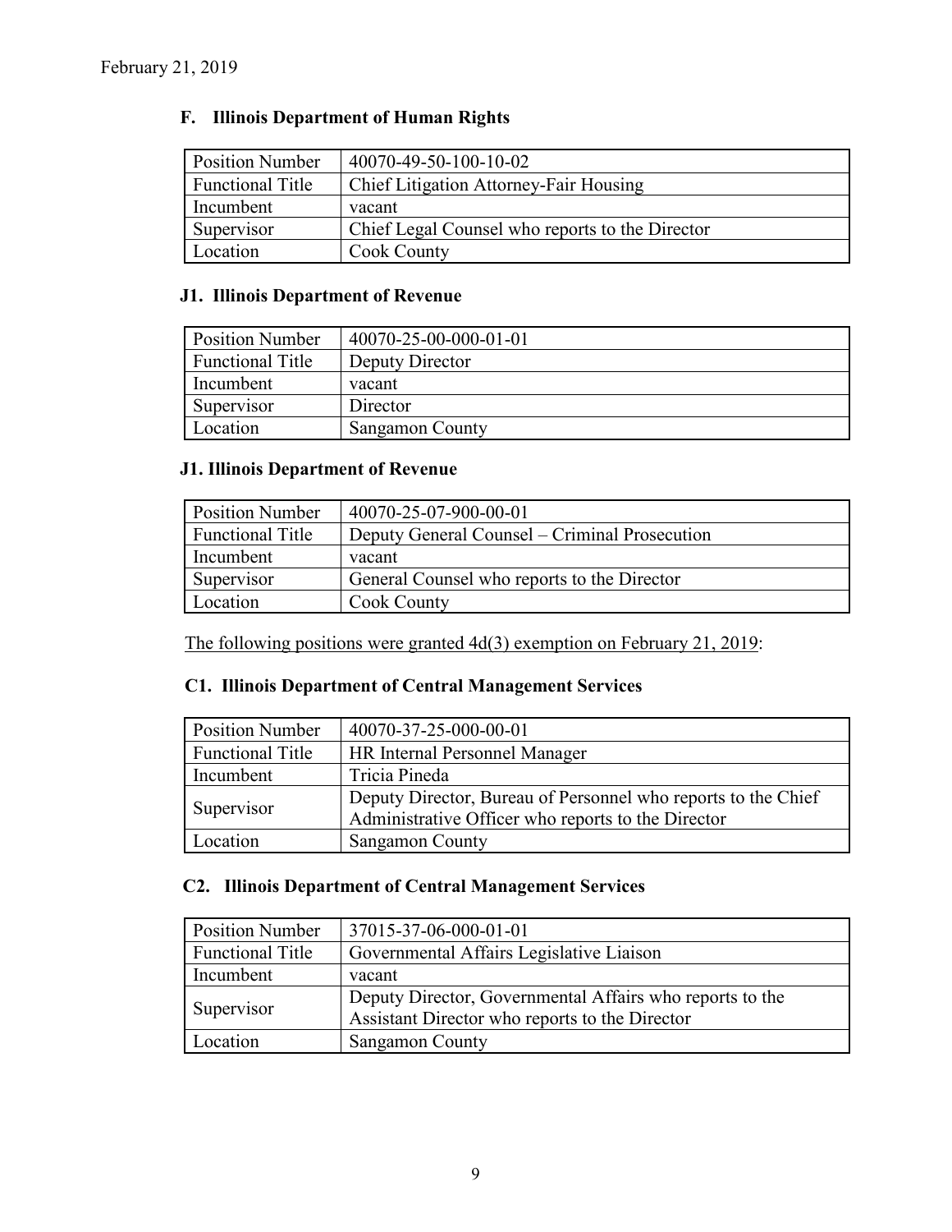### F. Illinois Department of Human Rights

| Position Number | 40070-49-50-100-10-02 |
|---|---|
| Functional Title | Chief Litigation Attorney-Fair Housing |
| Incumbent | vacant |
| Supervisor | Chief Legal Counsel who reports to the Director |
| Location | Cook County |

### J1. Illinois Department of Revenue

| Position Number | 40070-25-00-000-01-01 |
|---|---|
| Functional Title | Deputy Director |
| Incumbent | vacant |
| Supervisor | Director |
| Location | Sangamon County |

### J1. Illinois Department of Revenue

| Position Number | 40070-25-07-900-00-01 |
|---|---|
| Functional Title | Deputy General Counsel – Criminal Prosecution |
| Incumbent | vacant |
| Supervisor | General Counsel who reports to the Director |
| Location | Cook County |

<u>The following positions were granted 4d(3) exemption on February 21, 2019</u>:

### C1. Illinois Department of Central Management Services

| Position Number | 40070-37-25-000-00-01 |
|---|---|
| Functional Title | HR Internal Personnel Manager |
| Incumbent | Tricia Pineda |
| Supervisor | Deputy Director, Bureau of Personnel who reports to the Chief Administrative Officer who reports to the Director |
| Location | Sangamon County |

### C2. Illinois Department of Central Management Services

| Position Number | 37015-37-06-000-01-01 |
|---|---|
| Functional Title | Governmental Affairs Legislative Liaison |
| Incumbent | vacant |
| Supervisor | Deputy Director, Governmental Affairs who reports to the Assistant Director who reports to the Director |
| Location | Sangamon County |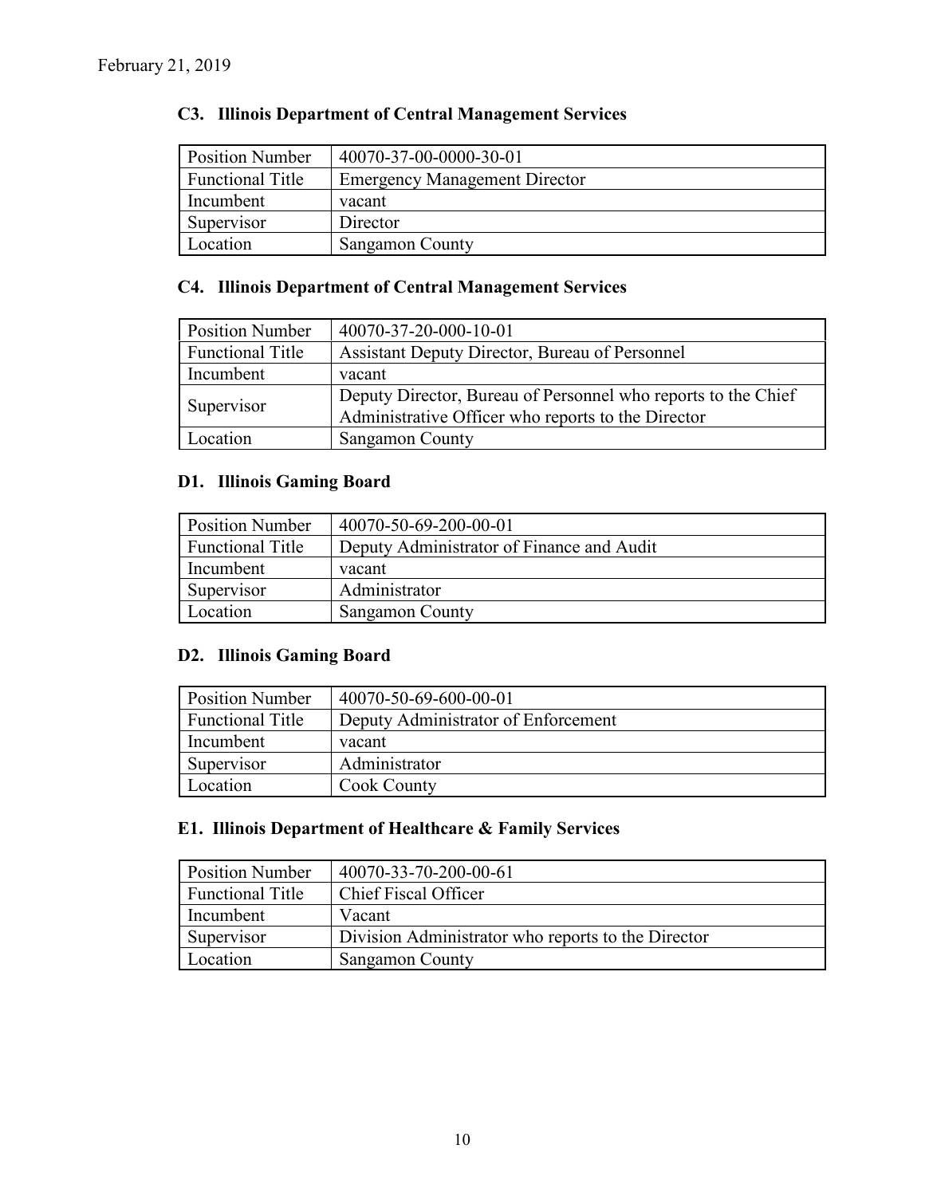February 21, 2019

### C3. Illinois Department of Central Management Services

| Position Number | 40070-37-00-0000-30-01 |
|---|---|
| Functional Title | Emergency Management Director |
| Incumbent | vacant |
| Supervisor | Director |
| Location | Sangamon County |

### C4. Illinois Department of Central Management Services

| Position Number | 40070-37-20-000-10-01 |
|---|---|
| Functional Title | Assistant Deputy Director, Bureau of Personnel |
| Incumbent | vacant |
| Supervisor | Deputy Director, Bureau of Personnel who reports to the Chief Administrative Officer who reports to the Director |
| Location | Sangamon County |

### D1. Illinois Gaming Board

| Position Number | 40070-50-69-200-00-01 |
|---|---|
| Functional Title | Deputy Administrator of Finance and Audit |
| Incumbent | vacant |
| Supervisor | Administrator |
| Location | Sangamon County |

### D2. Illinois Gaming Board

| Position Number | 40070-50-69-600-00-01 |
|---|---|
| Functional Title | Deputy Administrator of Enforcement |
| Incumbent | vacant |
| Supervisor | Administrator |
| Location | Cook County |

### E1. Illinois Department of Healthcare & Family Services

| Position Number | 40070-33-70-200-00-61 |
|---|---|
| Functional Title | Chief Fiscal Officer |
| Incumbent | Vacant |
| Supervisor | Division Administrator who reports to the Director |
| Location | Sangamon County |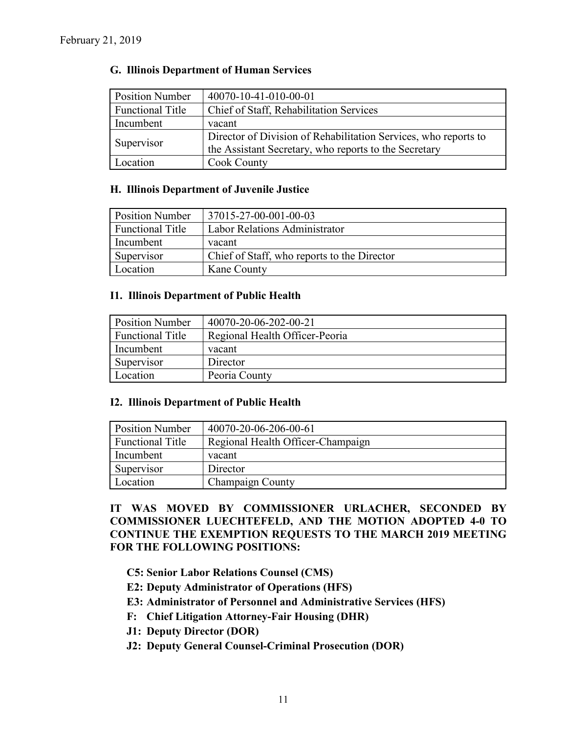February 21, 2019

### G. Illinois Department of Human Services

| Position Number | 40070-10-41-010-00-01 |
|---|---|
| Functional Title | Chief of Staff, Rehabilitation Services |
| Incumbent | vacant |
| Supervisor | Director of Division of Rehabilitation Services, who reports to the Assistant Secretary, who reports to the Secretary |
| Location | Cook County |

### H. Illinois Department of Juvenile Justice

| Position Number | 37015-27-00-001-00-03 |
|---|---|
| Functional Title | Labor Relations Administrator |
| Incumbent | vacant |
| Supervisor | Chief of Staff, who reports to the Director |
| Location | Kane County |

### I1. Illinois Department of Public Health

| Position Number | 40070-20-06-202-00-21 |
|---|---|
| Functional Title | Regional Health Officer-Peoria |
| Incumbent | vacant |
| Supervisor | Director |
| Location | Peoria County |

### I2. Illinois Department of Public Health

| Position Number | 40070-20-06-206-00-61 |
|---|---|
| Functional Title | Regional Health Officer-Champaign |
| Incumbent | vacant |
| Supervisor | Director |
| Location | Champaign County |

**IT WAS MOVED BY COMMISSIONER URLACHER, SECONDED BY COMMISSIONER LUECHTEFELD, AND THE MOTION ADOPTED 4-0 TO CONTINUE THE EXEMPTION REQUESTS TO THE MARCH 2019 MEETING FOR THE FOLLOWING POSITIONS:**

- **C5: Senior Labor Relations Counsel (CMS)**
- **E2: Deputy Administrator of Operations (HFS)**
- **E3: Administrator of Personnel and Administrative Services (HFS)**
- **F: Chief Litigation Attorney-Fair Housing (DHR)**
- **J1: Deputy Director (DOR)**
- **J2: Deputy General Counsel-Criminal Prosecution (DOR)**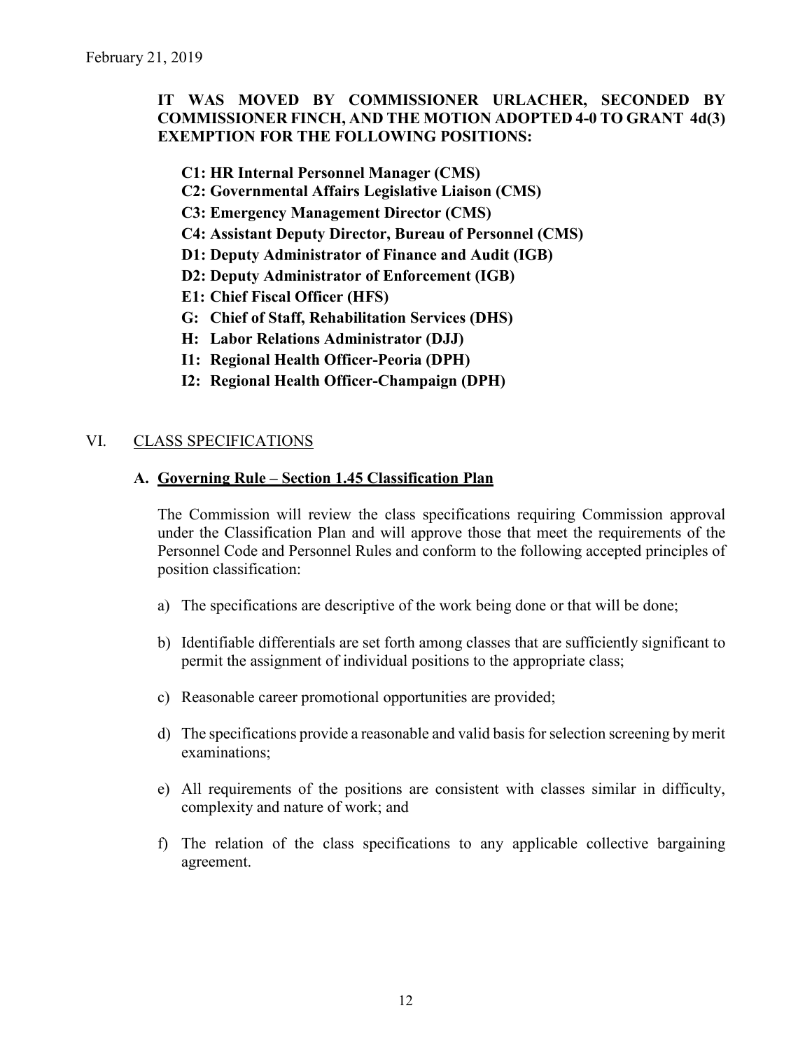February 21, 2019

**IT WAS MOVED BY COMMISSIONER URLACHER, SECONDED BY COMMISSIONER FINCH, AND THE MOTION ADOPTED 4-0 TO GRANT 4d(3) EXEMPTION FOR THE FOLLOWING POSITIONS:**

- **C1: HR Internal Personnel Manager (CMS)**
- **C2: Governmental Affairs Legislative Liaison (CMS)**
- **C3: Emergency Management Director (CMS)**
- **C4: Assistant Deputy Director, Bureau of Personnel (CMS)**
- **D1: Deputy Administrator of Finance and Audit (IGB)**
- **D2: Deputy Administrator of Enforcement (IGB)**
- **E1: Chief Fiscal Officer (HFS)**
- **G: Chief of Staff, Rehabilitation Services (DHS)**
- **H: Labor Relations Administrator (DJJ)**
- **I1: Regional Health Officer-Peoria (DPH)**
- **I2: Regional Health Officer-Champaign (DPH)**

## VI. CLASS SPECIFICATIONS

### A. Governing Rule – Section 1.45 Classification Plan

The Commission will review the class specifications requiring Commission approval under the Classification Plan and will approve those that meet the requirements of the Personnel Code and Personnel Rules and conform to the following accepted principles of position classification:

a) The specifications are descriptive of the work being done or that will be done;

b) Identifiable differentials are set forth among classes that are sufficiently significant to permit the assignment of individual positions to the appropriate class;

c) Reasonable career promotional opportunities are provided;

d) The specifications provide a reasonable and valid basis for selection screening by merit examinations;

e) All requirements of the positions are consistent with classes similar in difficulty, complexity and nature of work; and

f) The relation of the class specifications to any applicable collective bargaining agreement.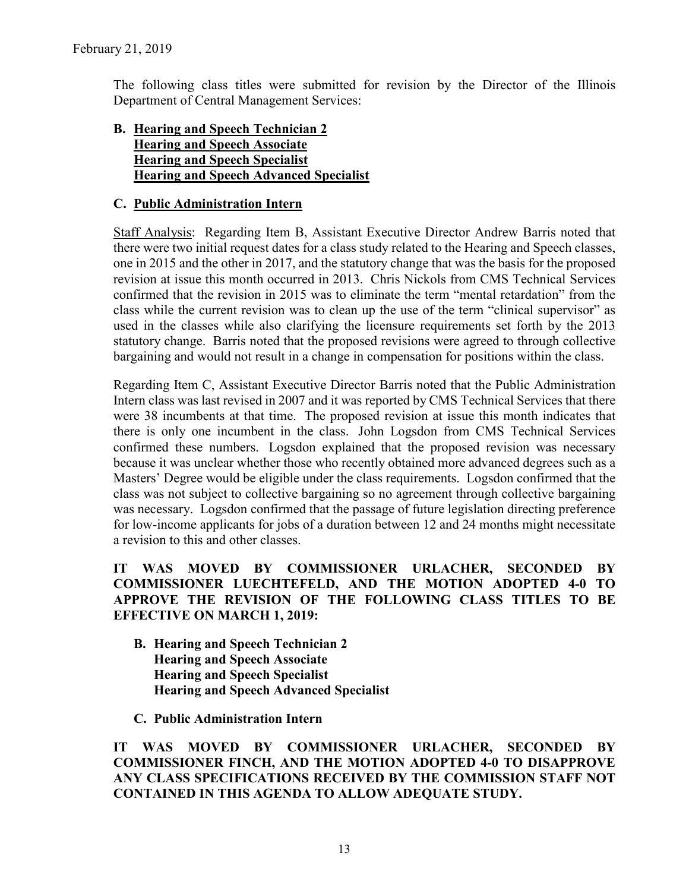February 21, 2019

The following class titles were submitted for revision by the Director of the Illinois Department of Central Management Services:

**B. <u>Hearing and Speech Technician 2</u>**
**<u>Hearing and Speech Associate</u>**
**<u>Hearing and Speech Specialist</u>**
**<u>Hearing and Speech Advanced Specialist</u>**

**C. <u>Public Administration Intern</u>**

<u>Staff Analysis</u>: Regarding Item B, Assistant Executive Director Andrew Barris noted that there were two initial request dates for a class study related to the Hearing and Speech classes, one in 2015 and the other in 2017, and the statutory change that was the basis for the proposed revision at issue this month occurred in 2013. Chris Nickols from CMS Technical Services confirmed that the revision in 2015 was to eliminate the term "mental retardation" from the class while the current revision was to clean up the use of the term "clinical supervisor" as used in the classes while also clarifying the licensure requirements set forth by the 2013 statutory change. Barris noted that the proposed revisions were agreed to through collective bargaining and would not result in a change in compensation for positions within the class.

Regarding Item C, Assistant Executive Director Barris noted that the Public Administration Intern class was last revised in 2007 and it was reported by CMS Technical Services that there were 38 incumbents at that time. The proposed revision at issue this month indicates that there is only one incumbent in the class. John Logsdon from CMS Technical Services confirmed these numbers. Logsdon explained that the proposed revision was necessary because it was unclear whether those who recently obtained more advanced degrees such as a Masters' Degree would be eligible under the class requirements. Logsdon confirmed that the class was not subject to collective bargaining so no agreement through collective bargaining was necessary. Logsdon confirmed that the passage of future legislation directing preference for low-income applicants for jobs of a duration between 12 and 24 months might necessitate a revision to this and other classes.

**IT WAS MOVED BY COMMISSIONER URLACHER, SECONDED BY COMMISSIONER LUECHTEFELD, AND THE MOTION ADOPTED 4-0 TO APPROVE THE REVISION OF THE FOLLOWING CLASS TITLES TO BE EFFECTIVE ON MARCH 1, 2019:**

**B. Hearing and Speech Technician 2**
**Hearing and Speech Associate**
**Hearing and Speech Specialist**
**Hearing and Speech Advanced Specialist**

**C. Public Administration Intern**

**IT WAS MOVED BY COMMISSIONER URLACHER, SECONDED BY COMMISSIONER FINCH, AND THE MOTION ADOPTED 4-0 TO DISAPPROVE ANY CLASS SPECIFICATIONS RECEIVED BY THE COMMISSION STAFF NOT CONTAINED IN THIS AGENDA TO ALLOW ADEQUATE STUDY.**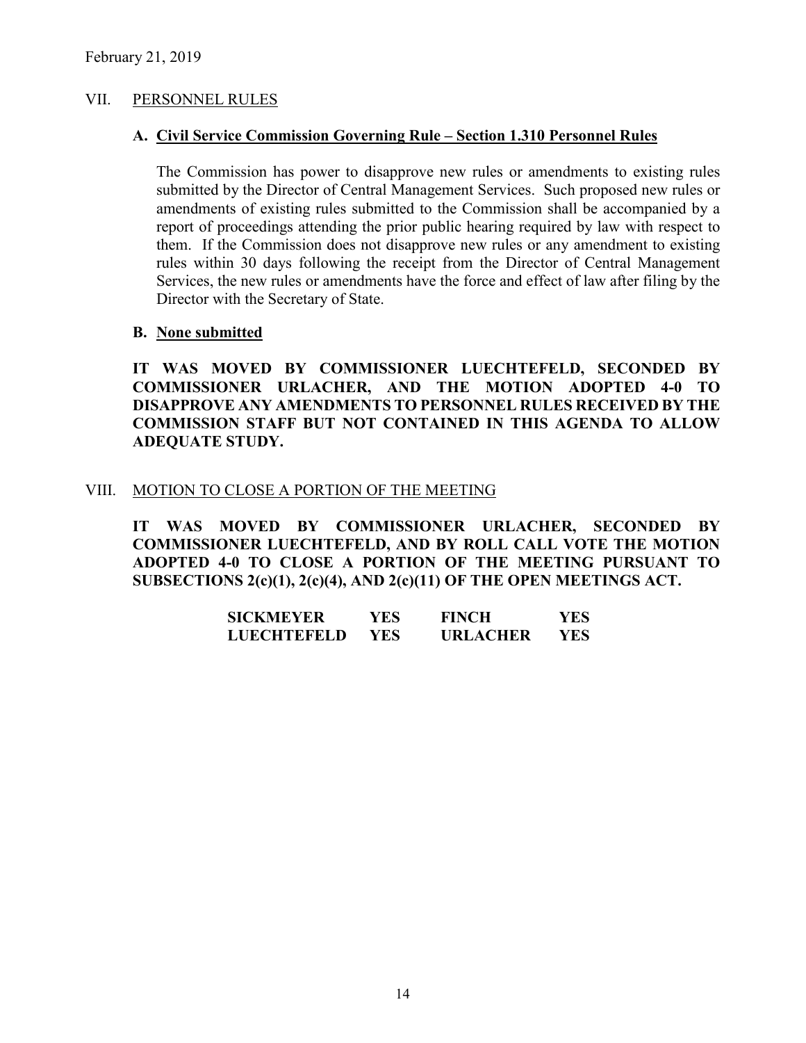## VII. PERSONNEL RULES

### A. Civil Service Commission Governing Rule – Section 1.310 Personnel Rules

The Commission has power to disapprove new rules or amendments to existing rules submitted by the Director of Central Management Services. Such proposed new rules or amendments of existing rules submitted to the Commission shall be accompanied by a report of proceedings attending the prior public hearing required by law with respect to them. If the Commission does not disapprove new rules or any amendment to existing rules within 30 days following the receipt from the Director of Central Management Services, the new rules or amendments have the force and effect of law after filing by the Director with the Secretary of State.

### B. None submitted

**IT WAS MOVED BY COMMISSIONER LUECHTEFELD, SECONDED BY COMMISSIONER URLACHER, AND THE MOTION ADOPTED 4-0 TO DISAPPROVE ANY AMENDMENTS TO PERSONNEL RULES RECEIVED BY THE COMMISSION STAFF BUT NOT CONTAINED IN THIS AGENDA TO ALLOW ADEQUATE STUDY.**

## VIII. MOTION TO CLOSE A PORTION OF THE MEETING

**IT WAS MOVED BY COMMISSIONER URLACHER, SECONDED BY COMMISSIONER LUECHTEFELD, AND BY ROLL CALL VOTE THE MOTION ADOPTED 4-0 TO CLOSE A PORTION OF THE MEETING PURSUANT TO SUBSECTIONS 2(c)(1), 2(c)(4), AND 2(c)(11) OF THE OPEN MEETINGS ACT.**

| | | | |
|---|---|---|---|
| **SICKMEYER** | **YES** | **FINCH** | **YES** |
| **LUECHTEFELD** | **YES** | **URLACHER** | **YES** |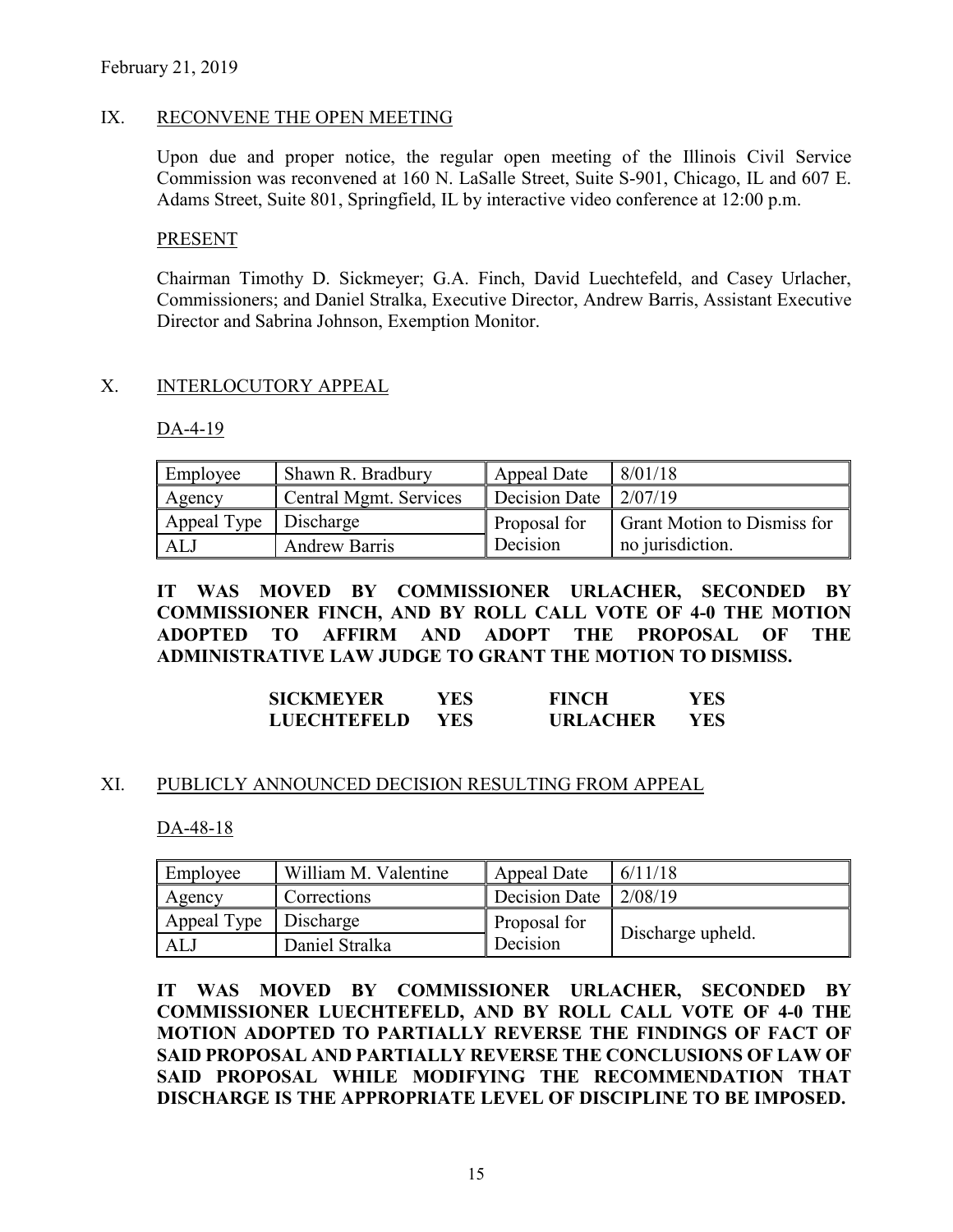February 21, 2019

## IX. RECONVENE THE OPEN MEETING

Upon due and proper notice, the regular open meeting of the Illinois Civil Service Commission was reconvened at 160 N. LaSalle Street, Suite S-901, Chicago, IL and 607 E. Adams Street, Suite 801, Springfield, IL by interactive video conference at 12:00 p.m.

### PRESENT

Chairman Timothy D. Sickmeyer; G.A. Finch, David Luechtefeld, and Casey Urlacher, Commissioners; and Daniel Stralka, Executive Director, Andrew Barris, Assistant Executive Director and Sabrina Johnson, Exemption Monitor.

## X. INTERLOCUTORY APPEAL

### DA-4-19

| Employee | Shawn R. Bradbury | Appeal Date | 8/01/18 |
|---|---|---|---|
| Agency | Central Mgmt. Services | Decision Date | 2/07/19 |
| Appeal Type | Discharge | Proposal for Decision | Grant Motion to Dismiss for no jurisdiction. |
| ALJ | Andrew Barris | | |

**IT WAS MOVED BY COMMISSIONER URLACHER, SECONDED BY COMMISSIONER FINCH, AND BY ROLL CALL VOTE OF 4-0 THE MOTION ADOPTED TO AFFIRM AND ADOPT THE PROPOSAL OF THE ADMINISTRATIVE LAW JUDGE TO GRANT THE MOTION TO DISMISS.**

| | | | |
|---|---|---|---|
| **SICKMEYER** | **YES** | **FINCH** | **YES** |
| **LUECHTEFELD** | **YES** | **URLACHER** | **YES** |

## XI. PUBLICLY ANNOUNCED DECISION RESULTING FROM APPEAL

### DA-48-18

| Employee | William M. Valentine | Appeal Date | 6/11/18 |
|---|---|---|---|
| Agency | Corrections | Decision Date | 2/08/19 |
| Appeal Type | Discharge | Proposal for Decision | Discharge upheld. |
| ALJ | Daniel Stralka | | |

**IT WAS MOVED BY COMMISSIONER URLACHER, SECONDED BY COMMISSIONER LUECHTEFELD, AND BY ROLL CALL VOTE OF 4-0 THE MOTION ADOPTED TO PARTIALLY REVERSE THE FINDINGS OF FACT OF SAID PROPOSAL AND PARTIALLY REVERSE THE CONCLUSIONS OF LAW OF SAID PROPOSAL WHILE MODIFYING THE RECOMMENDATION THAT DISCHARGE IS THE APPROPRIATE LEVEL OF DISCIPLINE TO BE IMPOSED.**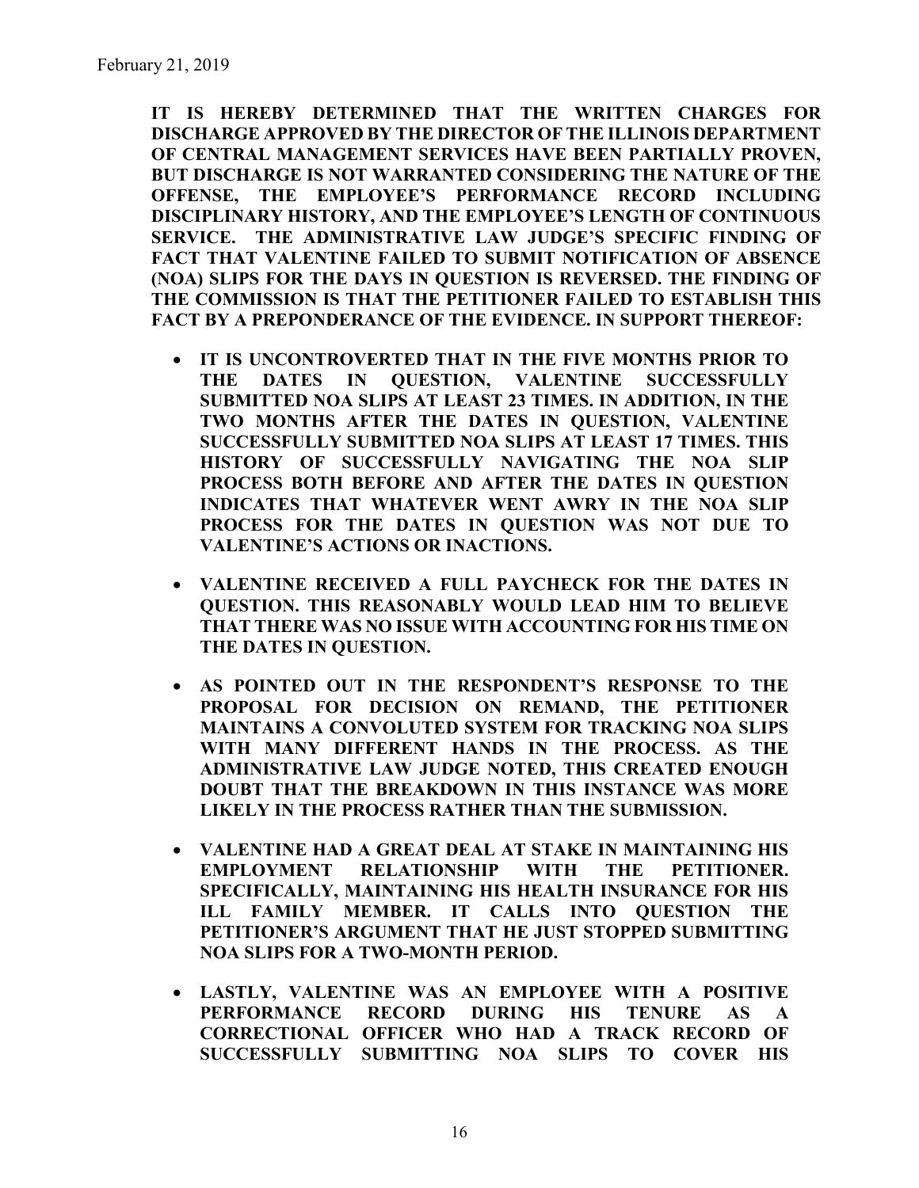**IT IS HEREBY DETERMINED THAT THE WRITTEN CHARGES FOR DISCHARGE APPROVED BY THE DIRECTOR OF THE ILLINOIS DEPARTMENT OF CENTRAL MANAGEMENT SERVICES HAVE BEEN PARTIALLY PROVEN, BUT DISCHARGE IS NOT WARRANTED CONSIDERING THE NATURE OF THE OFFENSE, THE EMPLOYEE'S PERFORMANCE RECORD INCLUDING DISCIPLINARY HISTORY, AND THE EMPLOYEE'S LENGTH OF CONTINUOUS SERVICE. THE ADMINISTRATIVE LAW JUDGE'S SPECIFIC FINDING OF FACT THAT VALENTINE FAILED TO SUBMIT NOTIFICATION OF ABSENCE (NOA) SLIPS FOR THE DAYS IN QUESTION IS REVERSED. THE FINDING OF THE COMMISSION IS THAT THE PETITIONER FAILED TO ESTABLISH THIS FACT BY A PREPONDERANCE OF THE EVIDENCE. IN SUPPORT THEREOF:**

- **IT IS UNCONTROVERTED THAT IN THE FIVE MONTHS PRIOR TO THE DATES IN QUESTION, VALENTINE SUCCESSFULLY SUBMITTED NOA SLIPS AT LEAST 23 TIMES. IN ADDITION, IN THE TWO MONTHS AFTER THE DATES IN QUESTION, VALENTINE SUCCESSFULLY SUBMITTED NOA SLIPS AT LEAST 17 TIMES. THIS HISTORY OF SUCCESSFULLY NAVIGATING THE NOA SLIP PROCESS BOTH BEFORE AND AFTER THE DATES IN QUESTION INDICATES THAT WHATEVER WENT AWRY IN THE NOA SLIP PROCESS FOR THE DATES IN QUESTION WAS NOT DUE TO VALENTINE'S ACTIONS OR INACTIONS.**

- **VALENTINE RECEIVED A FULL PAYCHECK FOR THE DATES IN QUESTION. THIS REASONABLY WOULD LEAD HIM TO BELIEVE THAT THERE WAS NO ISSUE WITH ACCOUNTING FOR HIS TIME ON THE DATES IN QUESTION.**

- **AS POINTED OUT IN THE RESPONDENT'S RESPONSE TO THE PROPOSAL FOR DECISION ON REMAND, THE PETITIONER MAINTAINS A CONVOLUTED SYSTEM FOR TRACKING NOA SLIPS WITH MANY DIFFERENT HANDS IN THE PROCESS. AS THE ADMINISTRATIVE LAW JUDGE NOTED, THIS CREATED ENOUGH DOUBT THAT THE BREAKDOWN IN THIS INSTANCE WAS MORE LIKELY IN THE PROCESS RATHER THAN THE SUBMISSION.**

- **VALENTINE HAD A GREAT DEAL AT STAKE IN MAINTAINING HIS EMPLOYMENT RELATIONSHIP WITH THE PETITIONER. SPECIFICALLY, MAINTAINING HIS HEALTH INSURANCE FOR HIS ILL FAMILY MEMBER. IT CALLS INTO QUESTION THE PETITIONER'S ARGUMENT THAT HE JUST STOPPED SUBMITTING NOA SLIPS FOR A TWO-MONTH PERIOD.**

- **LASTLY, VALENTINE WAS AN EMPLOYEE WITH A POSITIVE PERFORMANCE RECORD DURING HIS TENURE AS A CORRECTIONAL OFFICER WHO HAD A TRACK RECORD OF SUCCESSFULLY SUBMITTING NOA SLIPS TO COVER HIS**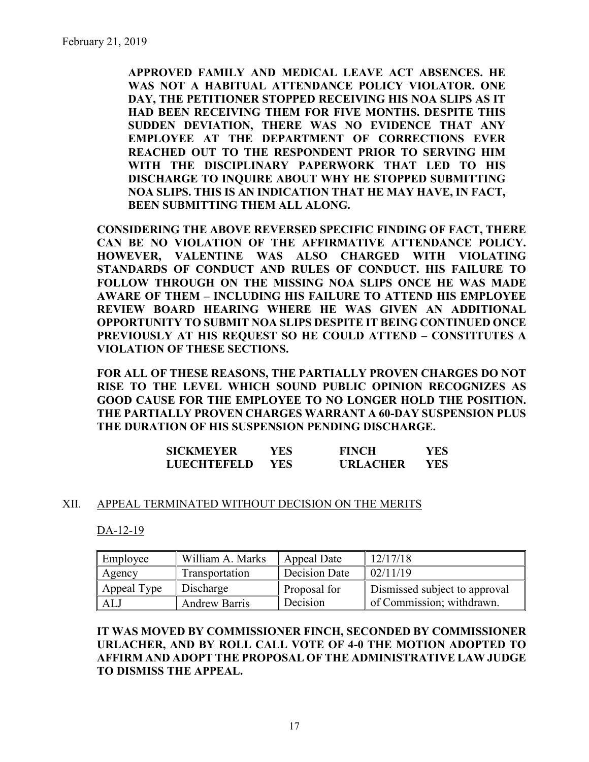**APPROVED FAMILY AND MEDICAL LEAVE ACT ABSENCES. HE WAS NOT A HABITUAL ATTENDANCE POLICY VIOLATOR. ONE DAY, THE PETITIONER STOPPED RECEIVING HIS NOA SLIPS AS IT HAD BEEN RECEIVING THEM FOR FIVE MONTHS. DESPITE THIS SUDDEN DEVIATION, THERE WAS NO EVIDENCE THAT ANY EMPLOYEE AT THE DEPARTMENT OF CORRECTIONS EVER REACHED OUT TO THE RESPONDENT PRIOR TO SERVING HIM WITH THE DISCIPLINARY PAPERWORK THAT LED TO HIS DISCHARGE TO INQUIRE ABOUT WHY HE STOPPED SUBMITTING NOA SLIPS. THIS IS AN INDICATION THAT HE MAY HAVE, IN FACT, BEEN SUBMITTING THEM ALL ALONG.**

**CONSIDERING THE ABOVE REVERSED SPECIFIC FINDING OF FACT, THERE CAN BE NO VIOLATION OF THE AFFIRMATIVE ATTENDANCE POLICY. HOWEVER, VALENTINE WAS ALSO CHARGED WITH VIOLATING STANDARDS OF CONDUCT AND RULES OF CONDUCT. HIS FAILURE TO FOLLOW THROUGH ON THE MISSING NOA SLIPS ONCE HE WAS MADE AWARE OF THEM – INCLUDING HIS FAILURE TO ATTEND HIS EMPLOYEE REVIEW BOARD HEARING WHERE HE WAS GIVEN AN ADDITIONAL OPPORTUNITY TO SUBMIT NOA SLIPS DESPITE IT BEING CONTINUED ONCE PREVIOUSLY AT HIS REQUEST SO HE COULD ATTEND – CONSTITUTES A VIOLATION OF THESE SECTIONS.**

**FOR ALL OF THESE REASONS, THE PARTIALLY PROVEN CHARGES DO NOT RISE TO THE LEVEL WHICH SOUND PUBLIC OPINION RECOGNIZES AS GOOD CAUSE FOR THE EMPLOYEE TO NO LONGER HOLD THE POSITION. THE PARTIALLY PROVEN CHARGES WARRANT A 60-DAY SUSPENSION PLUS THE DURATION OF HIS SUSPENSION PENDING DISCHARGE.**

| | | | |
|---|---|---|---|
| **SICKMEYER** | **YES** | **FINCH** | **YES** |
| **LUECHTEFELD** | **YES** | **URLACHER** | **YES** |

## XII. APPEAL TERMINATED WITHOUT DECISION ON THE MERITS

DA-12-19

| Employee | William A. Marks | Appeal Date | 12/17/18 |
|---|---|---|---|
| Agency | Transportation | Decision Date | 02/11/19 |
| Appeal Type | Discharge | Proposal for Decision | Dismissed subject to approval of Commission; withdrawn. |
| ALJ | Andrew Barris | | |

**IT WAS MOVED BY COMMISSIONER FINCH, SECONDED BY COMMISSIONER URLACHER, AND BY ROLL CALL VOTE OF 4-0 THE MOTION ADOPTED TO AFFIRM AND ADOPT THE PROPOSAL OF THE ADMINISTRATIVE LAW JUDGE TO DISMISS THE APPEAL.**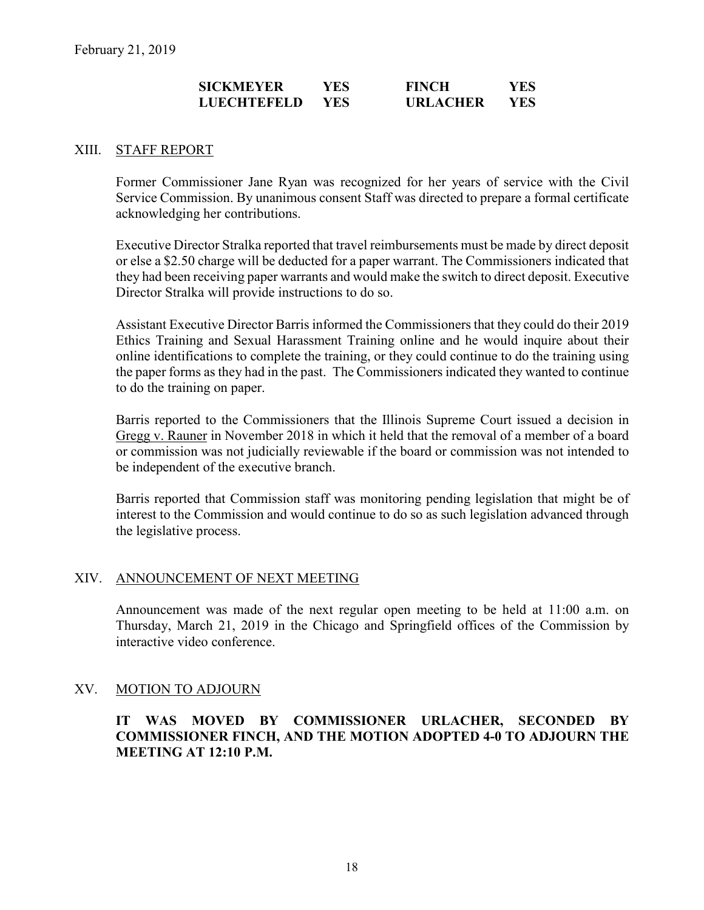| | | | |
|---|---|---|---|
| **SICKMEYER** | **YES** | **FINCH** | **YES** |
| **LUECHTEFELD** | **YES** | **URLACHER** | **YES** |

## XIII. STAFF REPORT

Former Commissioner Jane Ryan was recognized for her years of service with the Civil Service Commission. By unanimous consent Staff was directed to prepare a formal certificate acknowledging her contributions.

Executive Director Stralka reported that travel reimbursements must be made by direct deposit or else a $2.50 charge will be deducted for a paper warrant. The Commissioners indicated that they had been receiving paper warrants and would make the switch to direct deposit. Executive Director Stralka will provide instructions to do so.

Assistant Executive Director Barris informed the Commissioners that they could do their 2019 Ethics Training and Sexual Harassment Training online and he would inquire about their online identifications to complete the training, or they could continue to do the training using the paper forms as they had in the past. The Commissioners indicated they wanted to continue to do the training on paper.

Barris reported to the Commissioners that the Illinois Supreme Court issued a decision in Gregg v. Rauner in November 2018 in which it held that the removal of a member of a board or commission was not judicially reviewable if the board or commission was not intended to be independent of the executive branch.

Barris reported that Commission staff was monitoring pending legislation that might be of interest to the Commission and would continue to do so as such legislation advanced through the legislative process.

## XIV. ANNOUNCEMENT OF NEXT MEETING

Announcement was made of the next regular open meeting to be held at 11:00 a.m. on Thursday, March 21, 2019 in the Chicago and Springfield offices of the Commission by interactive video conference.

## XV. MOTION TO ADJOURN

**IT WAS MOVED BY COMMISSIONER URLACHER, SECONDED BY COMMISSIONER FINCH, AND THE MOTION ADOPTED 4-0 TO ADJOURN THE MEETING AT 12:10 P.M.**